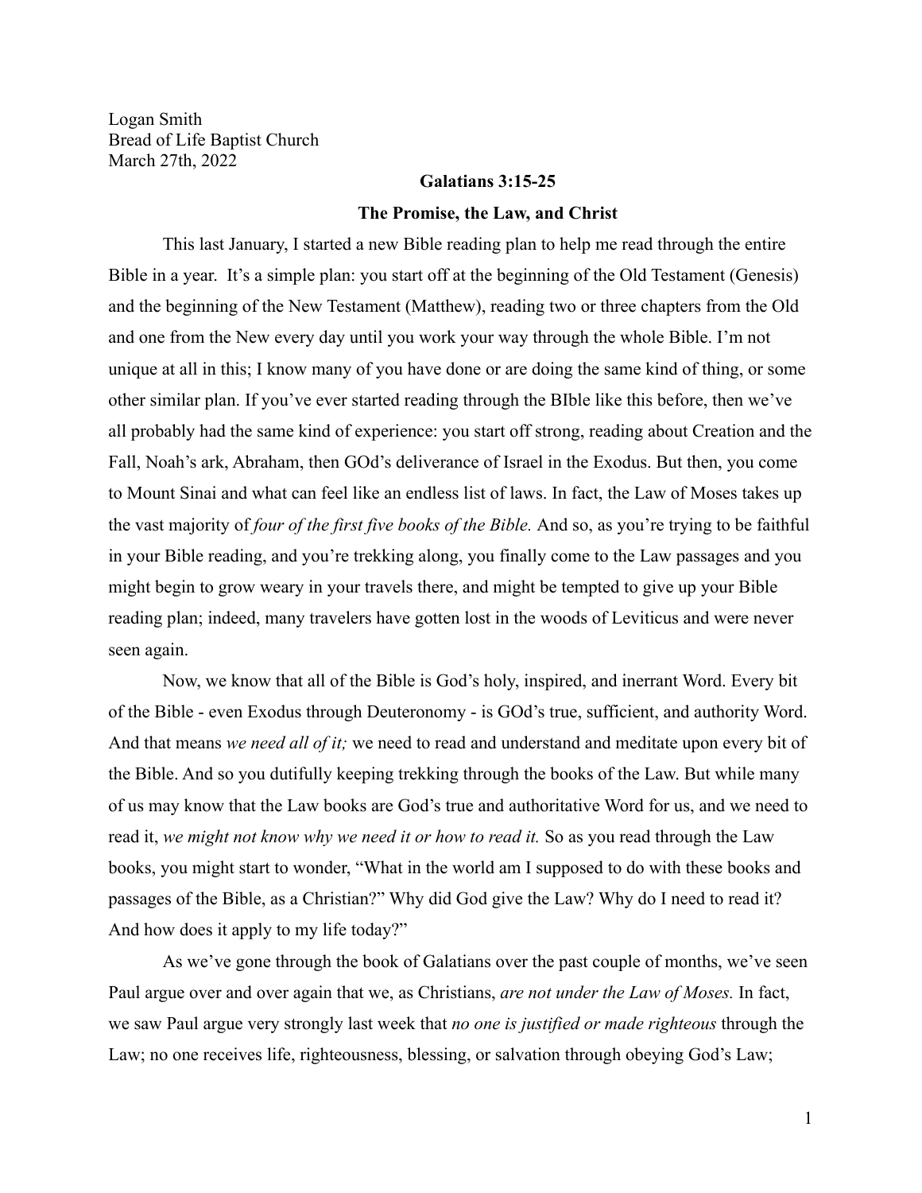Logan Smith
Bread of Life Baptist Church
March 27th, 2022

**Galatians 3:15-25**

**The Promise, the Law, and Christ**

This last January, I started a new Bible reading plan to help me read through the entire Bible in a year. It's a simple plan: you start off at the beginning of the Old Testament (Genesis) and the beginning of the New Testament (Matthew), reading two or three chapters from the Old and one from the New every day until you work your way through the whole Bible. I'm not unique at all in this; I know many of you have done or are doing the same kind of thing, or some other similar plan. If you've ever started reading through the BIble like this before, then we've all probably had the same kind of experience: you start off strong, reading about Creation and the Fall, Noah's ark, Abraham, then GOd's deliverance of Israel in the Exodus. But then, you come to Mount Sinai and what can feel like an endless list of laws. In fact, the Law of Moses takes up the vast majority of *four of the first five books of the Bible.* And so, as you're trying to be faithful in your Bible reading, and you're trekking along, you finally come to the Law passages and you might begin to grow weary in your travels there, and might be tempted to give up your Bible reading plan; indeed, many travelers have gotten lost in the woods of Leviticus and were never seen again.

Now, we know that all of the Bible is God's holy, inspired, and inerrant Word. Every bit of the Bible - even Exodus through Deuteronomy - is GOd's true, sufficient, and authority Word. And that means *we need all of it;* we need to read and understand and meditate upon every bit of the Bible. And so you dutifully keeping trekking through the books of the Law. But while many of us may know that the Law books are God's true and authoritative Word for us, and we need to read it, *we might not know why we need it or how to read it.* So as you read through the Law books, you might start to wonder, "What in the world am I supposed to do with these books and passages of the Bible, as a Christian?" Why did God give the Law? Why do I need to read it? And how does it apply to my life today?"

As we've gone through the book of Galatians over the past couple of months, we've seen Paul argue over and over again that we, as Christians, *are not under the Law of Moses.* In fact, we saw Paul argue very strongly last week that *no one is justified or made righteous* through the Law; no one receives life, righteousness, blessing, or salvation through obeying God's Law;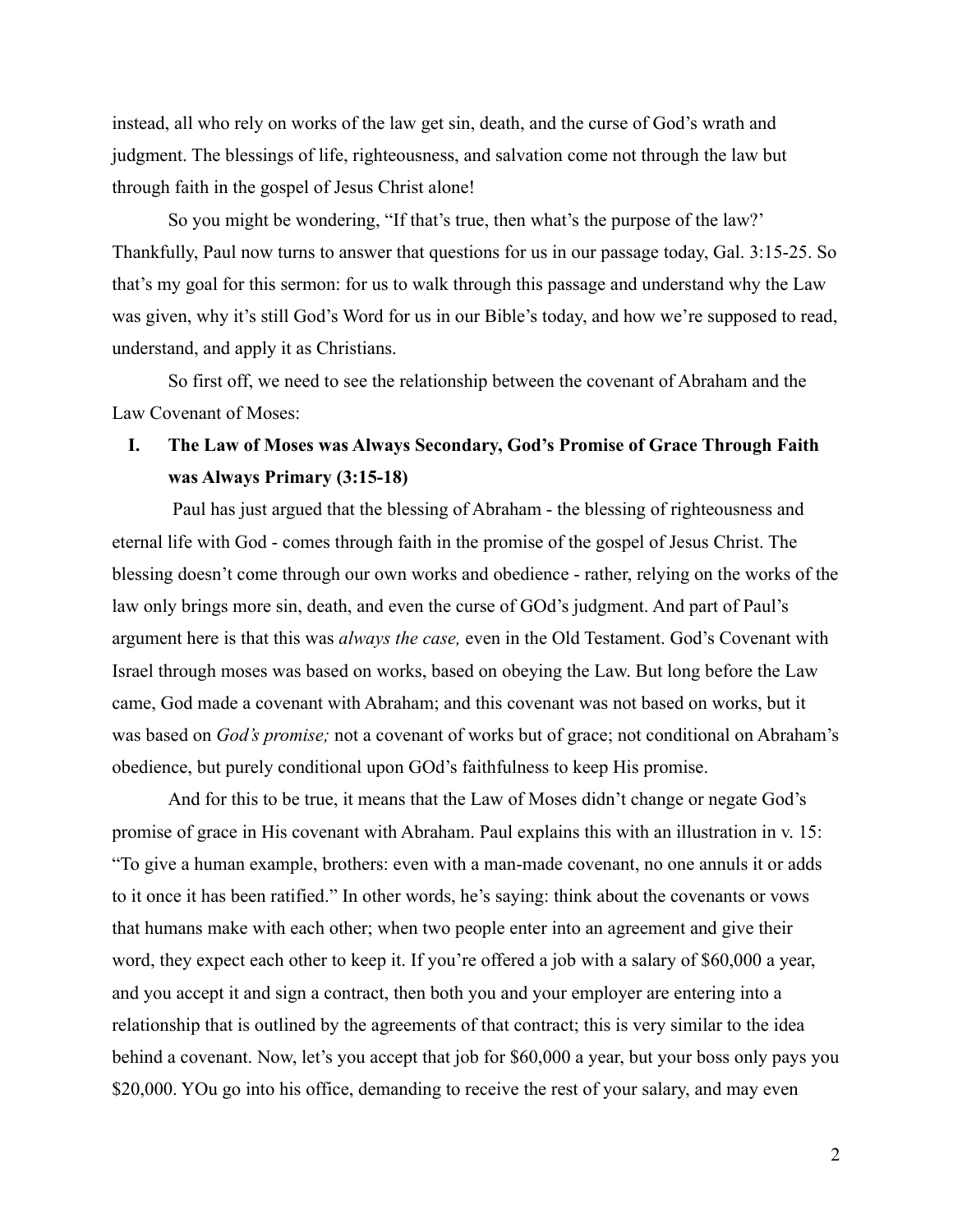instead, all who rely on works of the law get sin, death, and the curse of God's wrath and judgment. The blessings of life, righteousness, and salvation come not through the law but through faith in the gospel of Jesus Christ alone!

So you might be wondering, "If that's true, then what's the purpose of the law?' Thankfully, Paul now turns to answer that questions for us in our passage today, Gal. 3:15-25. So that's my goal for this sermon: for us to walk through this passage and understand why the Law was given, why it's still God's Word for us in our Bible's today, and how we're supposed to read, understand, and apply it as Christians.

So first off, we need to see the relationship between the covenant of Abraham and the Law Covenant of Moses:

## I. The Law of Moses was Always Secondary, God's Promise of Grace Through Faith was Always Primary (3:15-18)

Paul has just argued that the blessing of Abraham - the blessing of righteousness and eternal life with God - comes through faith in the promise of the gospel of Jesus Christ. The blessing doesn't come through our own works and obedience - rather, relying on the works of the law only brings more sin, death, and even the curse of GOd's judgment. And part of Paul's argument here is that this was *always the case,* even in the Old Testament. God's Covenant with Israel through moses was based on works, based on obeying the Law. But long before the Law came, God made a covenant with Abraham; and this covenant was not based on works, but it was based on *God's promise;* not a covenant of works but of grace; not conditional on Abraham's obedience, but purely conditional upon GOd's faithfulness to keep His promise.

And for this to be true, it means that the Law of Moses didn't change or negate God's promise of grace in His covenant with Abraham. Paul explains this with an illustration in v. 15: "To give a human example, brothers: even with a man-made covenant, no one annuls it or adds to it once it has been ratified." In other words, he's saying: think about the covenants or vows that humans make with each other; when two people enter into an agreement and give their word, they expect each other to keep it. If you're offered a job with a salary of $60,000 a year, and you accept it and sign a contract, then both you and your employer are entering into a relationship that is outlined by the agreements of that contract; this is very similar to the idea behind a covenant. Now, let's you accept that job for $60,000 a year, but your boss only pays you $20,000. YOu go into his office, demanding to receive the rest of your salary, and may even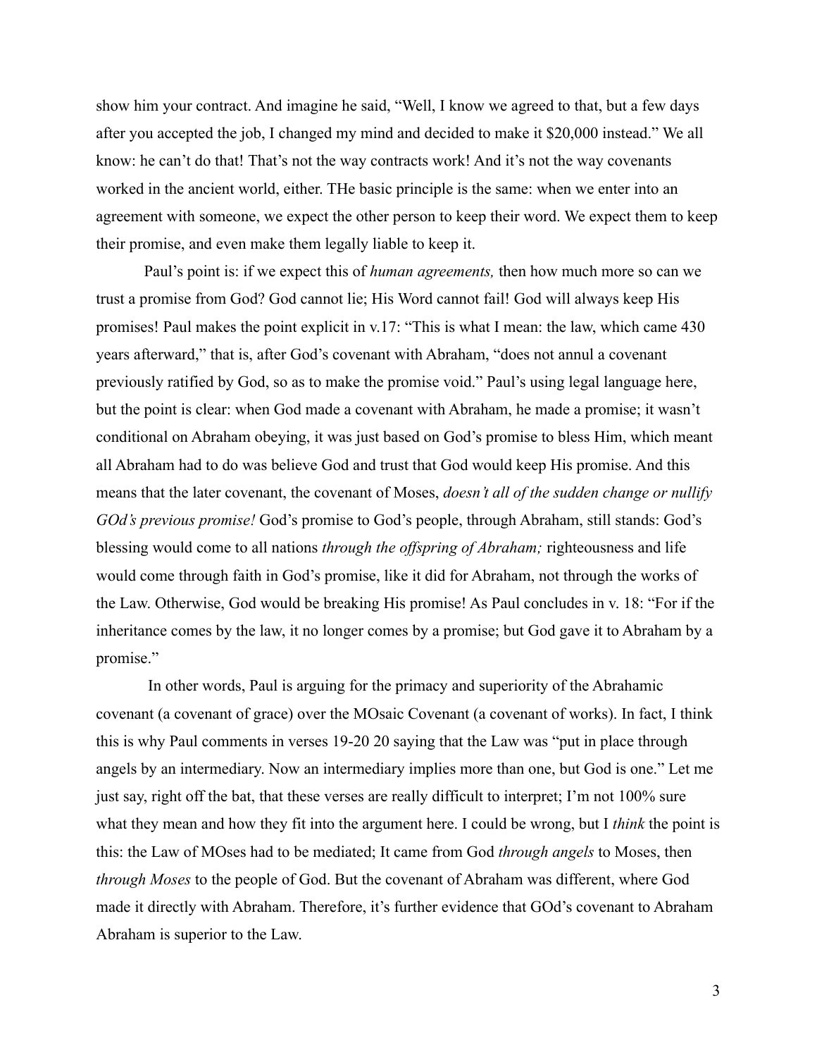show him your contract. And imagine he said, "Well, I know we agreed to that, but a few days after you accepted the job, I changed my mind and decided to make it $20,000 instead." We all know: he can't do that! That's not the way contracts work! And it's not the way covenants worked in the ancient world, either. THe basic principle is the same: when we enter into an agreement with someone, we expect the other person to keep their word. We expect them to keep their promise, and even make them legally liable to keep it.

Paul's point is: if we expect this of *human agreements,* then how much more so can we trust a promise from God? God cannot lie; His Word cannot fail! God will always keep His promises! Paul makes the point explicit in v.17: "This is what I mean: the law, which came 430 years afterward," that is, after God's covenant with Abraham, "does not annul a covenant previously ratified by God, so as to make the promise void." Paul's using legal language here, but the point is clear: when God made a covenant with Abraham, he made a promise; it wasn't conditional on Abraham obeying, it was just based on God's promise to bless Him, which meant all Abraham had to do was believe God and trust that God would keep His promise. And this means that the later covenant, the covenant of Moses, *doesn't all of the sudden change or nullify GOd's previous promise!* God's promise to God's people, through Abraham, still stands: God's blessing would come to all nations *through the offspring of Abraham;* righteousness and life would come through faith in God's promise, like it did for Abraham, not through the works of the Law. Otherwise, God would be breaking His promise! As Paul concludes in v. 18: "For if the inheritance comes by the law, it no longer comes by a promise; but God gave it to Abraham by a promise."

In other words, Paul is arguing for the primacy and superiority of the Abrahamic covenant (a covenant of grace) over the MOsaic Covenant (a covenant of works). In fact, I think this is why Paul comments in verses 19-20 20 saying that the Law was "put in place through angels by an intermediary. Now an intermediary implies more than one, but God is one." Let me just say, right off the bat, that these verses are really difficult to interpret; I'm not 100% sure what they mean and how they fit into the argument here. I could be wrong, but I *think* the point is this: the Law of MOses had to be mediated; It came from God *through angels* to Moses, then *through Moses* to the people of God. But the covenant of Abraham was different, where God made it directly with Abraham. Therefore, it's further evidence that GOd's covenant to Abraham Abraham is superior to the Law.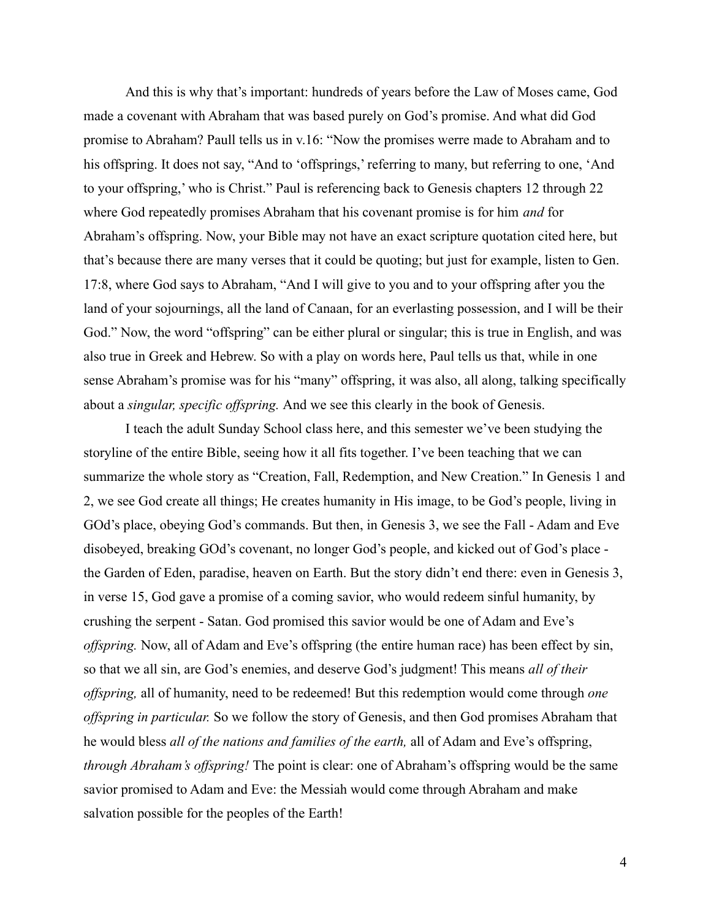And this is why that's important: hundreds of years before the Law of Moses came, God made a covenant with Abraham that was based purely on God's promise. And what did God promise to Abraham? Paull tells us in v.16: "Now the promises werre made to Abraham and to his offspring. It does not say, "And to 'offsprings,' referring to many, but referring to one, 'And to your offspring,' who is Christ." Paul is referencing back to Genesis chapters 12 through 22 where God repeatedly promises Abraham that his covenant promise is for him *and* for Abraham's offspring. Now, your Bible may not have an exact scripture quotation cited here, but that's because there are many verses that it could be quoting; but just for example, listen to Gen. 17:8, where God says to Abraham, "And I will give to you and to your offspring after you the land of your sojournings, all the land of Canaan, for an everlasting possession, and I will be their God." Now, the word "offspring" can be either plural or singular; this is true in English, and was also true in Greek and Hebrew. So with a play on words here, Paul tells us that, while in one sense Abraham's promise was for his "many" offspring, it was also, all along, talking specifically about a *singular, specific offspring.* And we see this clearly in the book of Genesis.

I teach the adult Sunday School class here, and this semester we've been studying the storyline of the entire Bible, seeing how it all fits together. I've been teaching that we can summarize the whole story as "Creation, Fall, Redemption, and New Creation." In Genesis 1 and 2, we see God create all things; He creates humanity in His image, to be God's people, living in GOd's place, obeying God's commands. But then, in Genesis 3, we see the Fall - Adam and Eve disobeyed, breaking GOd's covenant, no longer God's people, and kicked out of God's place - the Garden of Eden, paradise, heaven on Earth. But the story didn't end there: even in Genesis 3, in verse 15, God gave a promise of a coming savior, who would redeem sinful humanity, by crushing the serpent - Satan. God promised this savior would be one of Adam and Eve's *offspring.* Now, all of Adam and Eve's offspring (the entire human race) has been effect by sin, so that we all sin, are God's enemies, and deserve God's judgment! This means *all of their offspring,* all of humanity, need to be redeemed! But this redemption would come through *one offspring in particular.* So we follow the story of Genesis, and then God promises Abraham that he would bless *all of the nations and families of the earth,* all of Adam and Eve's offspring, *through Abraham's offspring!* The point is clear: one of Abraham's offspring would be the same savior promised to Adam and Eve: the Messiah would come through Abraham and make salvation possible for the peoples of the Earth!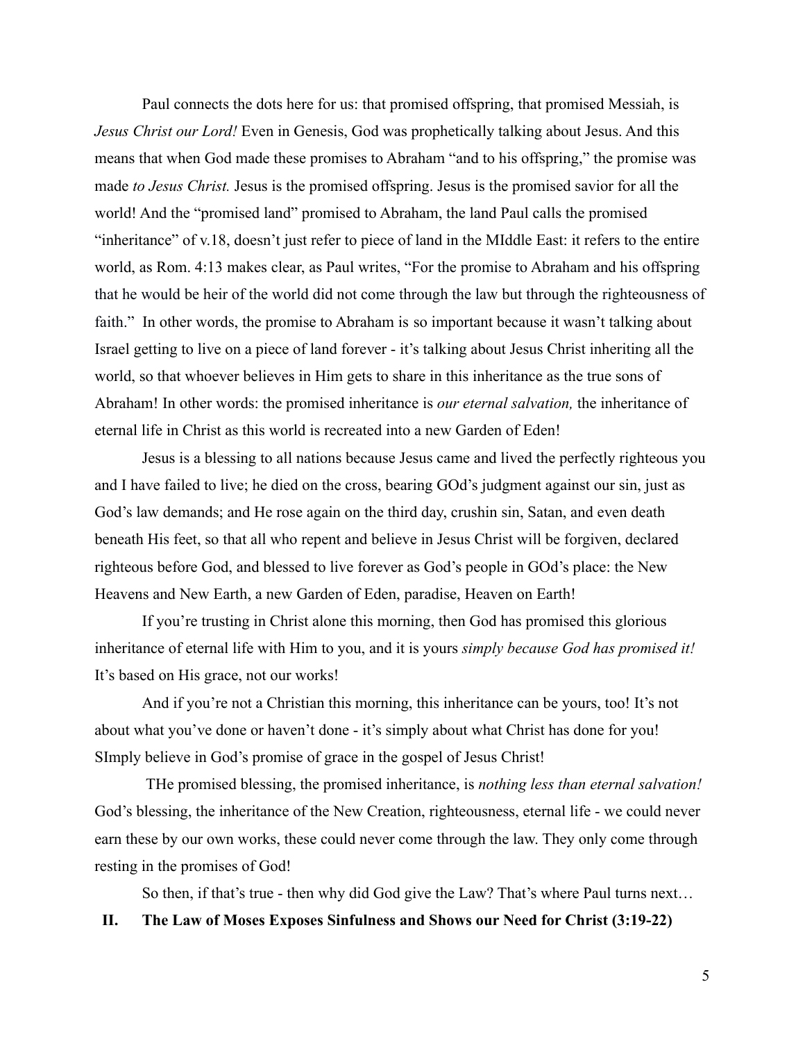Paul connects the dots here for us: that promised offspring, that promised Messiah, is *Jesus Christ our Lord!* Even in Genesis, God was prophetically talking about Jesus. And this means that when God made these promises to Abraham "and to his offspring," the promise was made *to Jesus Christ.* Jesus is the promised offspring. Jesus is the promised savior for all the world! And the "promised land" promised to Abraham, the land Paul calls the promised "inheritance" of v.18, doesn't just refer to piece of land in the MIddle East: it refers to the entire world, as Rom. 4:13 makes clear, as Paul writes, "For the promise to Abraham and his offspring that he would be heir of the world did not come through the law but through the righteousness of faith." In other words, the promise to Abraham is so important because it wasn't talking about Israel getting to live on a piece of land forever - it's talking about Jesus Christ inheriting all the world, so that whoever believes in Him gets to share in this inheritance as the true sons of Abraham! In other words: the promised inheritance is *our eternal salvation,* the inheritance of eternal life in Christ as this world is recreated into a new Garden of Eden!

Jesus is a blessing to all nations because Jesus came and lived the perfectly righteous you and I have failed to live; he died on the cross, bearing GOd's judgment against our sin, just as God's law demands; and He rose again on the third day, crushin sin, Satan, and even death beneath His feet, so that all who repent and believe in Jesus Christ will be forgiven, declared righteous before God, and blessed to live forever as God's people in GOd's place: the New Heavens and New Earth, a new Garden of Eden, paradise, Heaven on Earth!

If you're trusting in Christ alone this morning, then God has promised this glorious inheritance of eternal life with Him to you, and it is yours *simply because God has promised it!* It's based on His grace, not our works!

And if you're not a Christian this morning, this inheritance can be yours, too! It's not about what you've done or haven't done - it's simply about what Christ has done for you! SImply believe in God's promise of grace in the gospel of Jesus Christ!

THe promised blessing, the promised inheritance, is *nothing less than eternal salvation!* God's blessing, the inheritance of the New Creation, righteousness, eternal life - we could never earn these by our own works, these could never come through the law. They only come through resting in the promises of God!

So then, if that's true - then why did God give the Law? That's where Paul turns next…

## II. The Law of Moses Exposes Sinfulness and Shows our Need for Christ (3:19-22)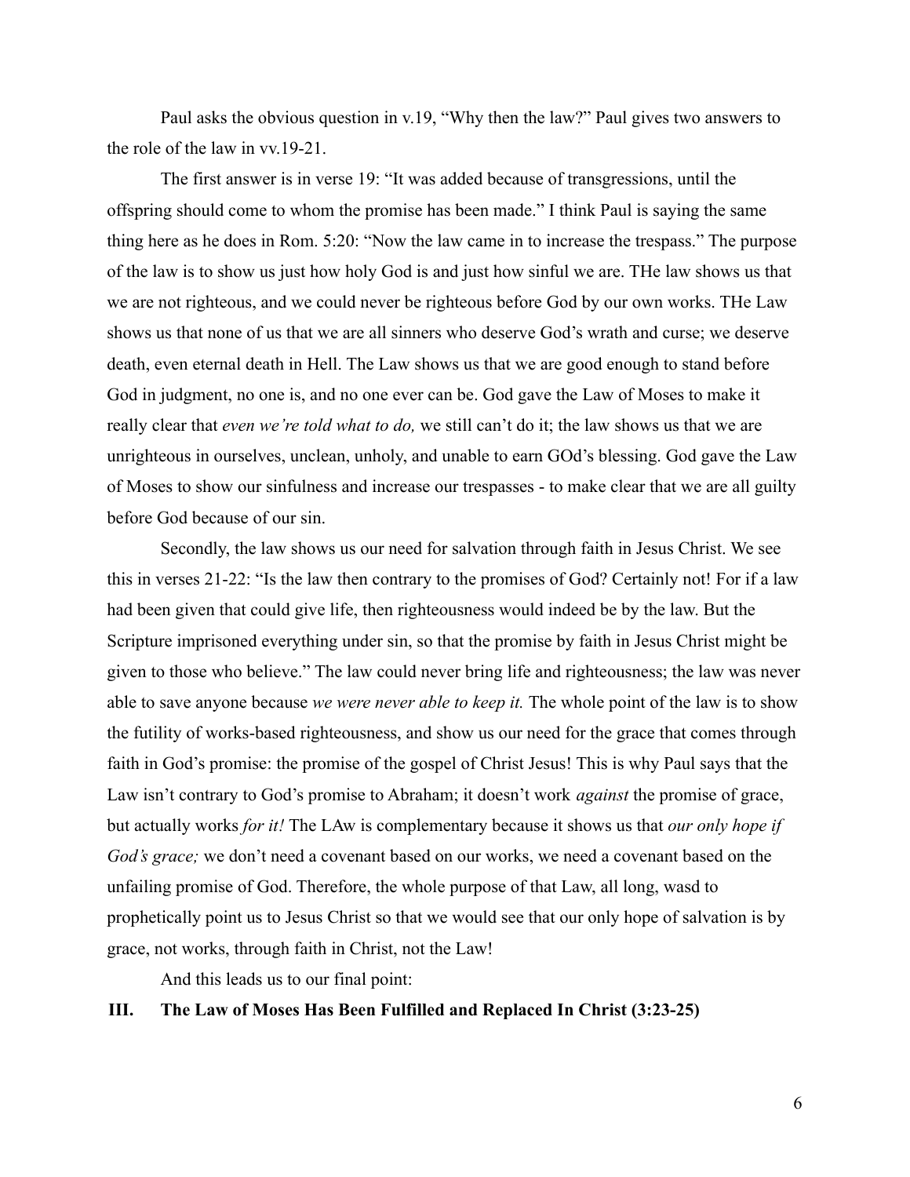Paul asks the obvious question in v.19, "Why then the law?" Paul gives two answers to the role of the law in vv.19-21.

The first answer is in verse 19: "It was added because of transgressions, until the offspring should come to whom the promise has been made." I think Paul is saying the same thing here as he does in Rom. 5:20: "Now the law came in to increase the trespass." The purpose of the law is to show us just how holy God is and just how sinful we are. THe law shows us that we are not righteous, and we could never be righteous before God by our own works. THe Law shows us that none of us that we are all sinners who deserve God's wrath and curse; we deserve death, even eternal death in Hell. The Law shows us that we are good enough to stand before God in judgment, no one is, and no one ever can be. God gave the Law of Moses to make it really clear that *even we're told what to do,* we still can't do it; the law shows us that we are unrighteous in ourselves, unclean, unholy, and unable to earn GOd's blessing. God gave the Law of Moses to show our sinfulness and increase our trespasses - to make clear that we are all guilty before God because of our sin.

Secondly, the law shows us our need for salvation through faith in Jesus Christ. We see this in verses 21-22: "Is the law then contrary to the promises of God? Certainly not! For if a law had been given that could give life, then righteousness would indeed be by the law. But the Scripture imprisoned everything under sin, so that the promise by faith in Jesus Christ might be given to those who believe." The law could never bring life and righteousness; the law was never able to save anyone because *we were never able to keep it.* The whole point of the law is to show the futility of works-based righteousness, and show us our need for the grace that comes through faith in God's promise: the promise of the gospel of Christ Jesus! This is why Paul says that the Law isn't contrary to God's promise to Abraham; it doesn't work *against* the promise of grace, but actually works *for it!* The LAw is complementary because it shows us that *our only hope if God's grace;* we don't need a covenant based on our works, we need a covenant based on the unfailing promise of God. Therefore, the whole purpose of that Law, all long, wasd to prophetically point us to Jesus Christ so that we would see that our only hope of salvation is by grace, not works, through faith in Christ, not the Law!

And this leads us to our final point:

### III. The Law of Moses Has Been Fulfilled and Replaced In Christ (3:23-25)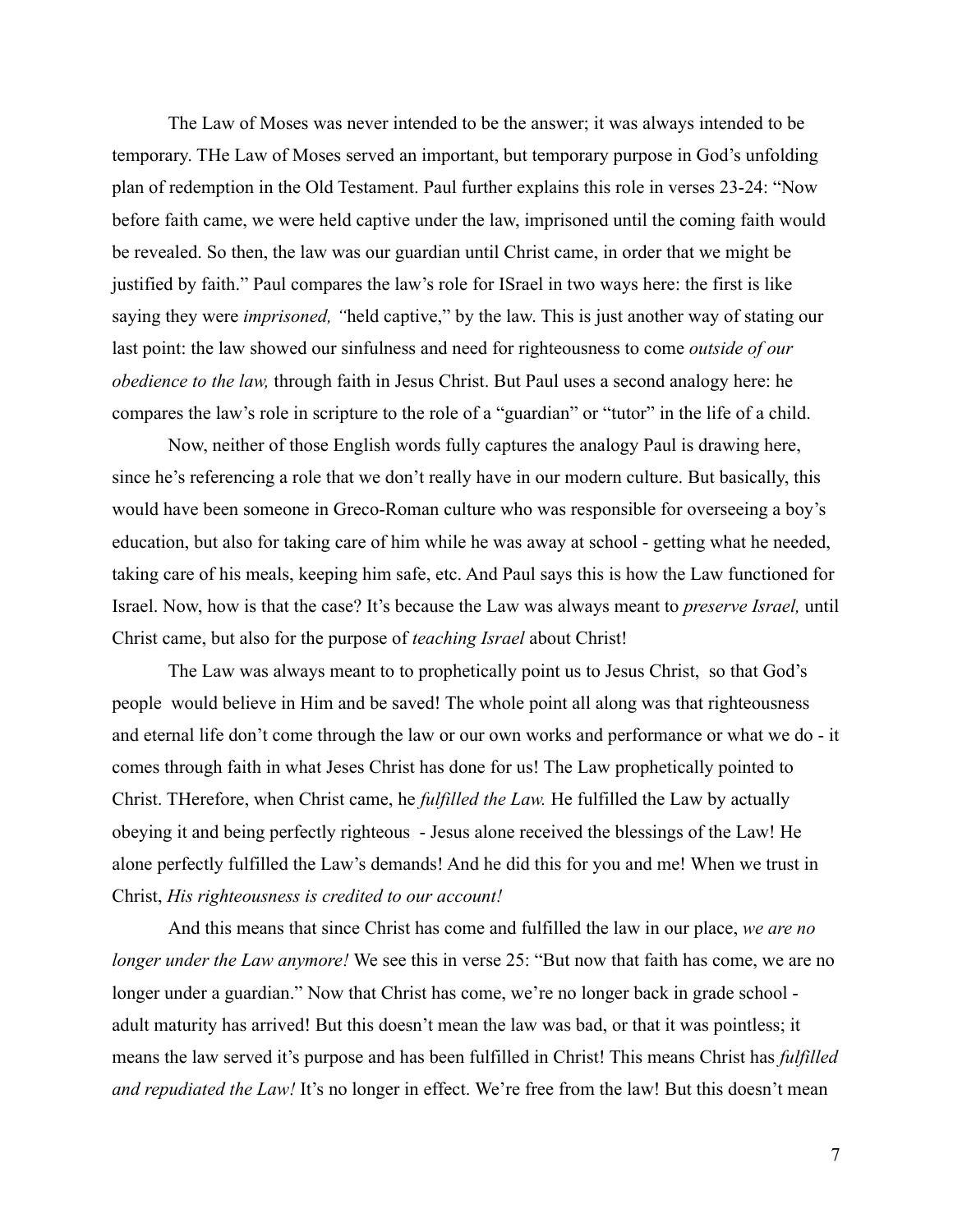The Law of Moses was never intended to be the answer; it was always intended to be temporary. THe Law of Moses served an important, but temporary purpose in God's unfolding plan of redemption in the Old Testament. Paul further explains this role in verses 23-24: "Now before faith came, we were held captive under the law, imprisoned until the coming faith would be revealed. So then, the law was our guardian until Christ came, in order that we might be justified by faith." Paul compares the law's role for ISrael in two ways here: the first is like saying they were *imprisoned, "*held captive," by the law. This is just another way of stating our last point: the law showed our sinfulness and need for righteousness to come *outside of our obedience to the law,* through faith in Jesus Christ. But Paul uses a second analogy here: he compares the law's role in scripture to the role of a "guardian" or "tutor" in the life of a child.

Now, neither of those English words fully captures the analogy Paul is drawing here, since he's referencing a role that we don't really have in our modern culture. But basically, this would have been someone in Greco-Roman culture who was responsible for overseeing a boy's education, but also for taking care of him while he was away at school - getting what he needed, taking care of his meals, keeping him safe, etc. And Paul says this is how the Law functioned for Israel. Now, how is that the case? It's because the Law was always meant to *preserve Israel,* until Christ came, but also for the purpose of *teaching Israel* about Christ!

The Law was always meant to to prophetically point us to Jesus Christ, so that God's people would believe in Him and be saved! The whole point all along was that righteousness and eternal life don't come through the law or our own works and performance or what we do - it comes through faith in what Jeses Christ has done for us! The Law prophetically pointed to Christ. THerefore, when Christ came, he *fulfilled the Law.* He fulfilled the Law by actually obeying it and being perfectly righteous - Jesus alone received the blessings of the Law! He alone perfectly fulfilled the Law's demands! And he did this for you and me! When we trust in Christ, *His righteousness is credited to our account!*

And this means that since Christ has come and fulfilled the law in our place, *we are no longer under the Law anymore!* We see this in verse 25: "But now that faith has come, we are no longer under a guardian." Now that Christ has come, we're no longer back in grade school - adult maturity has arrived! But this doesn't mean the law was bad, or that it was pointless; it means the law served it's purpose and has been fulfilled in Christ! This means Christ has *fulfilled and repudiated the Law!* It's no longer in effect. We're free from the law! But this doesn't mean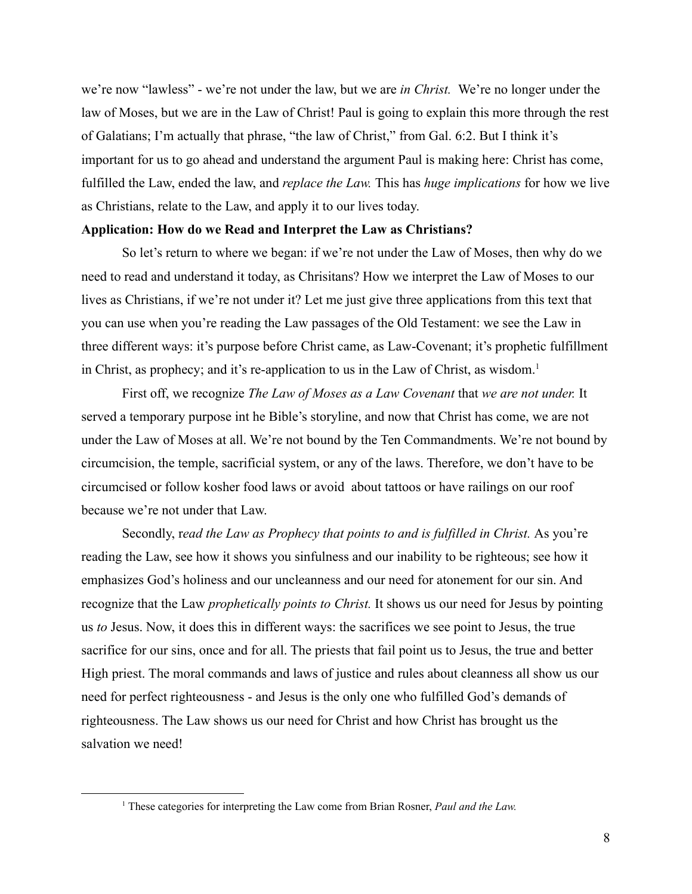we're now "lawless" - we're not under the law, but we are *in Christ.* We're no longer under the law of Moses, but we are in the Law of Christ! Paul is going to explain this more through the rest of Galatians; I'm actually that phrase, "the law of Christ," from Gal. 6:2. But I think it's important for us to go ahead and understand the argument Paul is making here: Christ has come, fulfilled the Law, ended the law, and *replace the Law.* This has *huge implications* for how we live as Christians, relate to the Law, and apply it to our lives today.

**Application: How do we Read and Interpret the Law as Christians?**

So let's return to where we began: if we're not under the Law of Moses, then why do we need to read and understand it today, as Chrisitans? How we interpret the Law of Moses to our lives as Christians, if we're not under it? Let me just give three applications from this text that you can use when you're reading the Law passages of the Old Testament: we see the Law in three different ways: it's purpose before Christ came, as Law-Covenant; it's prophetic fulfillment in Christ, as prophecy; and it's re-application to us in the Law of Christ, as wisdom.[1]

First off, we recognize *The Law of Moses as a Law Covenant* that *we are not under.* It served a temporary purpose int he Bible's storyline, and now that Christ has come, we are not under the Law of Moses at all. We're not bound by the Ten Commandments. We're not bound by circumcision, the temple, sacrificial system, or any of the laws. Therefore, we don't have to be circumcised or follow kosher food laws or avoid about tattoos or have railings on our roof because we're not under that Law.

Secondly, r*ead the Law as Prophecy that points to and is fulfilled in Christ.* As you're reading the Law, see how it shows you sinfulness and our inability to be righteous; see how it emphasizes God's holiness and our uncleanness and our need for atonement for our sin. And recognize that the Law *prophetically points to Christ.* It shows us our need for Jesus by pointing us *to* Jesus. Now, it does this in different ways: the sacrifices we see point to Jesus, the true sacrifice for our sins, once and for all. The priests that fail point us to Jesus, the true and better High priest. The moral commands and laws of justice and rules about cleanness all show us our need for perfect righteousness - and Jesus is the only one who fulfilled God's demands of righteousness. The Law shows us our need for Christ and how Christ has brought us the salvation we need!

---

[1] These categories for interpreting the Law come from Brian Rosner, *Paul and the Law.*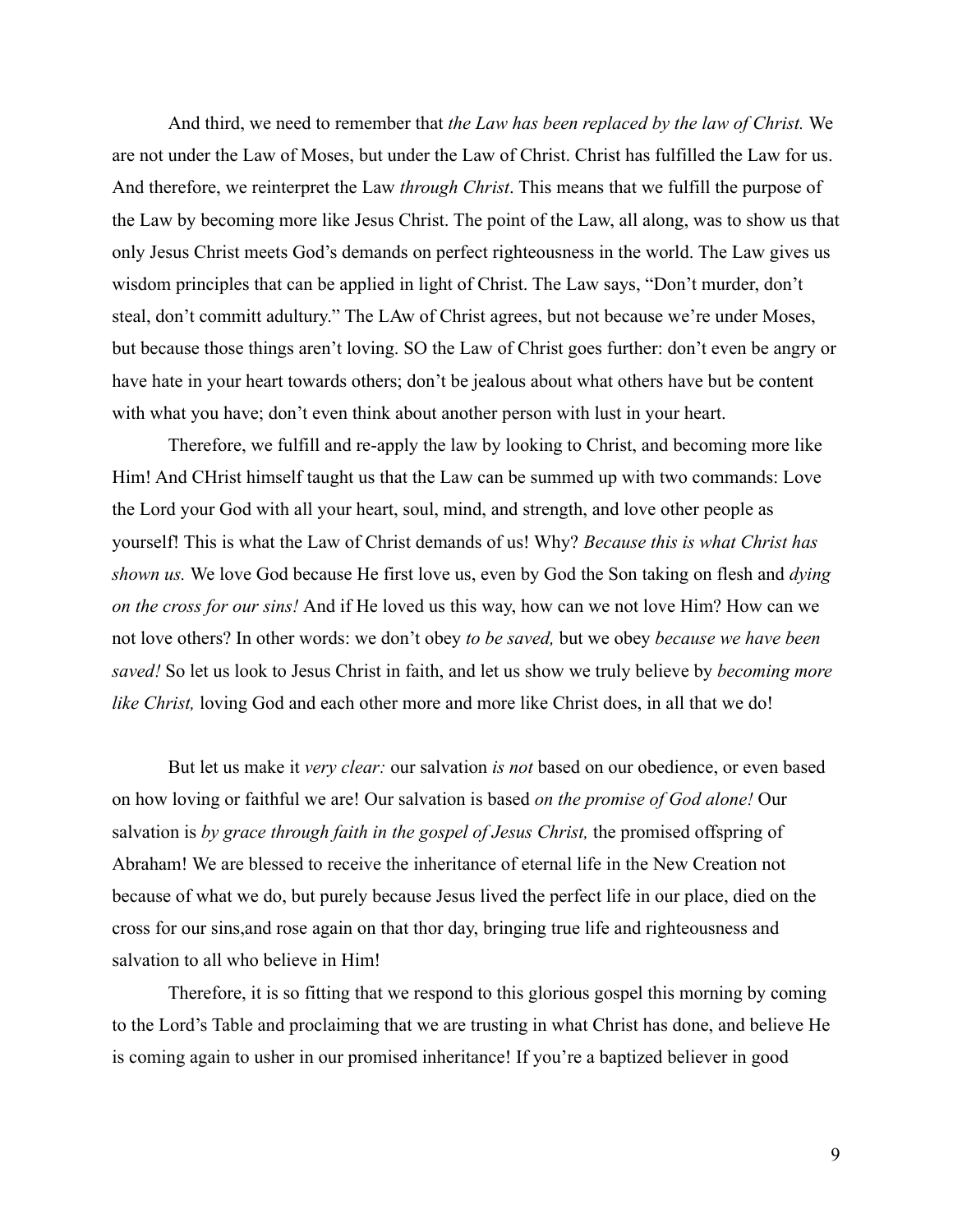And third, we need to remember that *the Law has been replaced by the law of Christ.* We are not under the Law of Moses, but under the Law of Christ. Christ has fulfilled the Law for us. And therefore, we reinterpret the Law *through Christ*. This means that we fulfill the purpose of the Law by becoming more like Jesus Christ. The point of the Law, all along, was to show us that only Jesus Christ meets God's demands on perfect righteousness in the world. The Law gives us wisdom principles that can be applied in light of Christ. The Law says, "Don't murder, don't steal, don't committ adultury." The LAw of Christ agrees, but not because we're under Moses, but because those things aren't loving. SO the Law of Christ goes further: don't even be angry or have hate in your heart towards others; don't be jealous about what others have but be content with what you have; don't even think about another person with lust in your heart.

Therefore, we fulfill and re-apply the law by looking to Christ, and becoming more like Him! And CHrist himself taught us that the Law can be summed up with two commands: Love the Lord your God with all your heart, soul, mind, and strength, and love other people as yourself! This is what the Law of Christ demands of us! Why? *Because this is what Christ has shown us.* We love God because He first love us, even by God the Son taking on flesh and *dying on the cross for our sins!* And if He loved us this way, how can we not love Him? How can we not love others? In other words: we don't obey *to be saved,* but we obey *because we have been saved!* So let us look to Jesus Christ in faith, and let us show we truly believe by *becoming more like Christ,* loving God and each other more and more like Christ does, in all that we do!

But let us make it *very clear:* our salvation *is not* based on our obedience, or even based on how loving or faithful we are! Our salvation is based *on the promise of God alone!* Our salvation is *by grace through faith in the gospel of Jesus Christ,* the promised offspring of Abraham! We are blessed to receive the inheritance of eternal life in the New Creation not because of what we do, but purely because Jesus lived the perfect life in our place, died on the cross for our sins,and rose again on that thor day, bringing true life and righteousness and salvation to all who believe in Him!

Therefore, it is so fitting that we respond to this glorious gospel this morning by coming to the Lord's Table and proclaiming that we are trusting in what Christ has done, and believe He is coming again to usher in our promised inheritance! If you're a baptized believer in good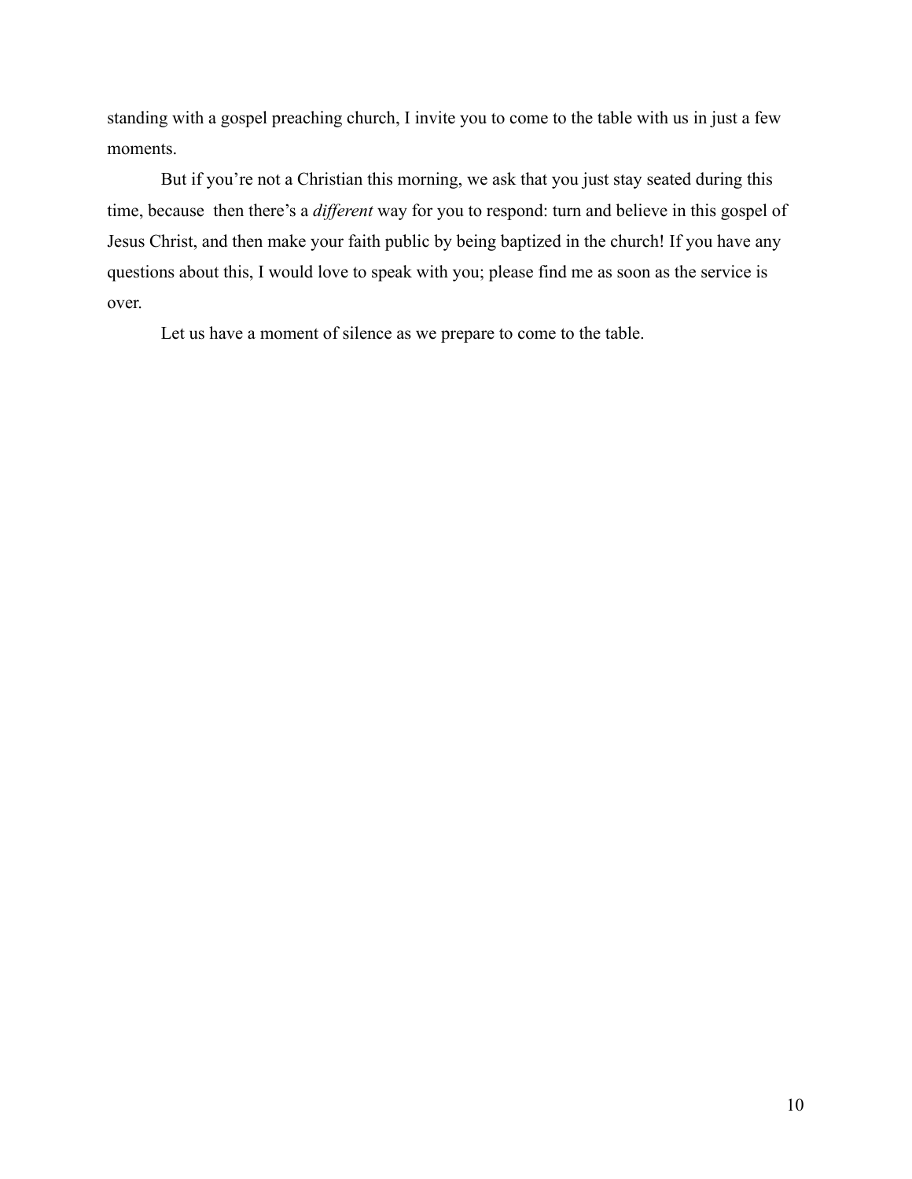standing with a gospel preaching church, I invite you to come to the table with us in just a few moments.

But if you're not a Christian this morning, we ask that you just stay seated during this time, because then there's a *different* way for you to respond: turn and believe in this gospel of Jesus Christ, and then make your faith public by being baptized in the church! If you have any questions about this, I would love to speak with you; please find me as soon as the service is over.

Let us have a moment of silence as we prepare to come to the table.